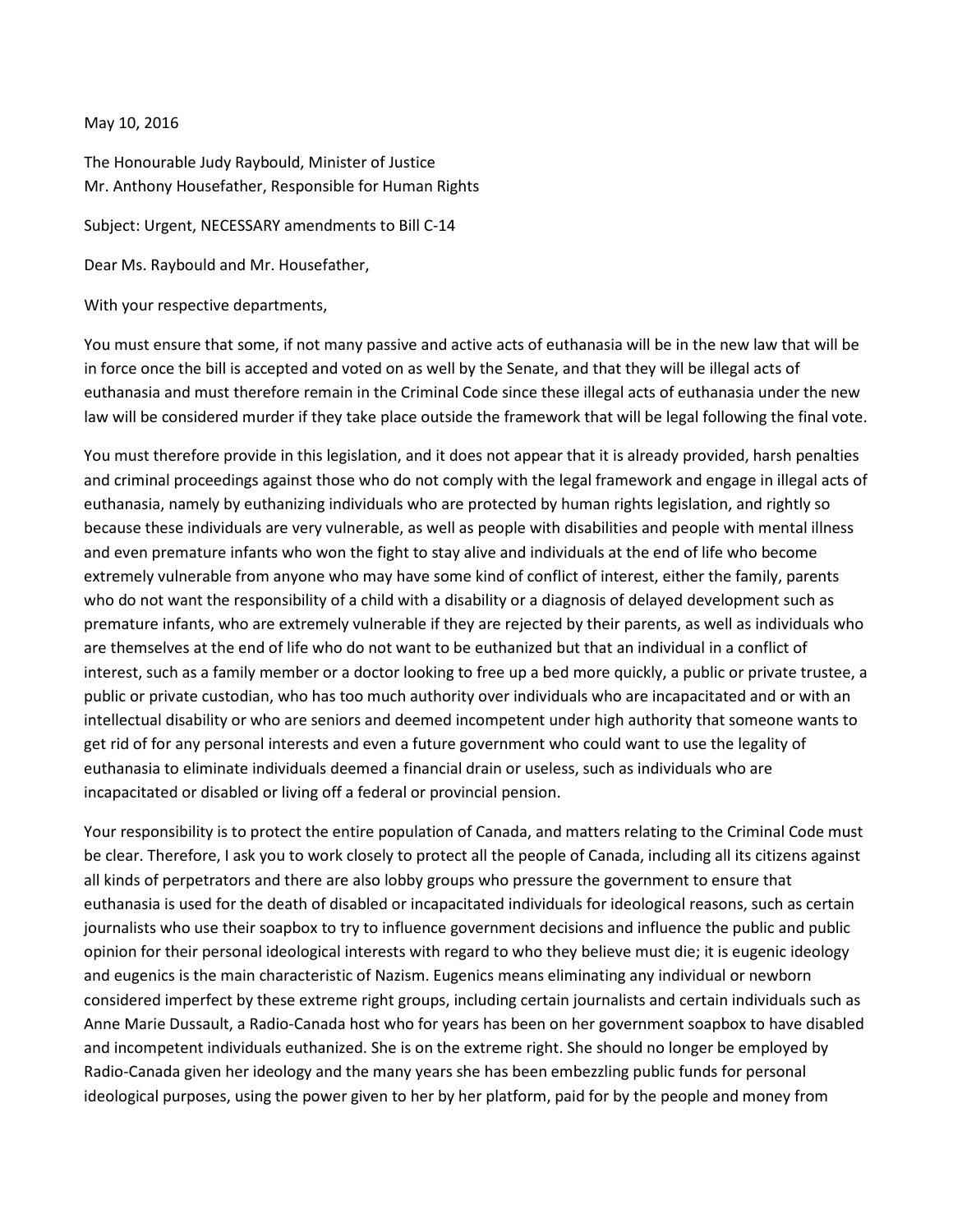May 10, 2016

The Honourable Judy Raybould, Minister of Justice
Mr. Anthony Housefather, Responsible for Human Rights

Subject: Urgent, NECESSARY amendments to Bill C-14

Dear Ms. Raybould and Mr. Housefather,

With your respective departments,

You must ensure that some, if not many passive and active acts of euthanasia will be in the new law that will be in force once the bill is accepted and voted on as well by the Senate, and that they will be illegal acts of euthanasia and must therefore remain in the Criminal Code since these illegal acts of euthanasia under the new law will be considered murder if they take place outside the framework that will be legal following the final vote.

You must therefore provide in this legislation, and it does not appear that it is already provided, harsh penalties and criminal proceedings against those who do not comply with the legal framework and engage in illegal acts of euthanasia, namely by euthanizing individuals who are protected by human rights legislation, and rightly so because these individuals are very vulnerable, as well as people with disabilities and people with mental illness and even premature infants who won the fight to stay alive and individuals at the end of life who become extremely vulnerable from anyone who may have some kind of conflict of interest, either the family, parents who do not want the responsibility of a child with a disability or a diagnosis of delayed development such as premature infants, who are extremely vulnerable if they are rejected by their parents, as well as individuals who are themselves at the end of life who do not want to be euthanized but that an individual in a conflict of interest, such as a family member or a doctor looking to free up a bed more quickly, a public or private trustee, a public or private custodian, who has too much authority over individuals who are incapacitated and or with an intellectual disability or who are seniors and deemed incompetent under high authority that someone wants to get rid of for any personal interests and even a future government who could want to use the legality of euthanasia to eliminate individuals deemed a financial drain or useless, such as individuals who are incapacitated or disabled or living off a federal or provincial pension.

Your responsibility is to protect the entire population of Canada, and matters relating to the Criminal Code must be clear. Therefore, I ask you to work closely to protect all the people of Canada, including all its citizens against all kinds of perpetrators and there are also lobby groups who pressure the government to ensure that euthanasia is used for the death of disabled or incapacitated individuals for ideological reasons, such as certain journalists who use their soapbox to try to influence government decisions and influence the public and public opinion for their personal ideological interests with regard to who they believe must die; it is eugenic ideology and eugenics is the main characteristic of Nazism. Eugenics means eliminating any individual or newborn considered imperfect by these extreme right groups, including certain journalists and certain individuals such as Anne Marie Dussault, a Radio-Canada host who for years has been on her government soapbox to have disabled and incompetent individuals euthanized. She is on the extreme right. She should no longer be employed by Radio-Canada given her ideology and the many years she has been embezzling public funds for personal ideological purposes, using the power given to her by her platform, paid for by the people and money from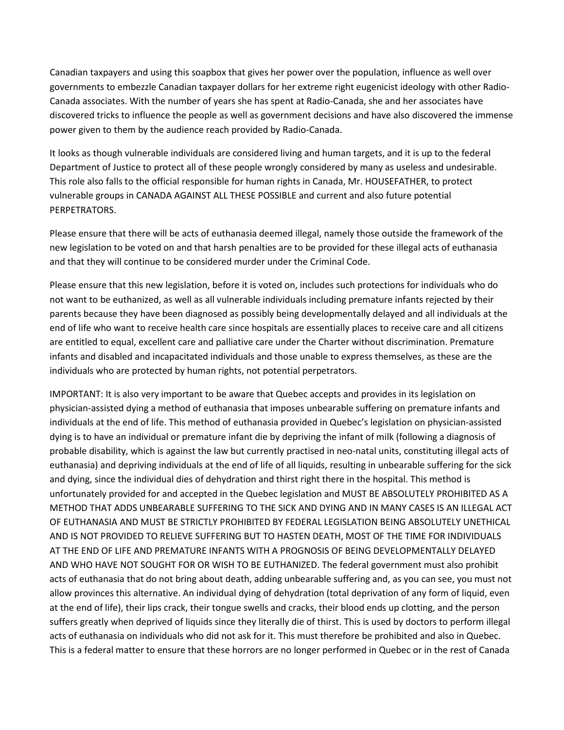Canadian taxpayers and using this soapbox that gives her power over the population, influence as well over governments to embezzle Canadian taxpayer dollars for her extreme right eugenicist ideology with other Radio-Canada associates. With the number of years she has spent at Radio-Canada, she and her associates have discovered tricks to influence the people as well as government decisions and have also discovered the immense power given to them by the audience reach provided by Radio-Canada.

It looks as though vulnerable individuals are considered living and human targets, and it is up to the federal Department of Justice to protect all of these people wrongly considered by many as useless and undesirable. This role also falls to the official responsible for human rights in Canada, Mr. HOUSEFATHER, to protect vulnerable groups in CANADA AGAINST ALL THESE POSSIBLE and current and also future potential PERPETRATORS.

Please ensure that there will be acts of euthanasia deemed illegal, namely those outside the framework of the new legislation to be voted on and that harsh penalties are to be provided for these illegal acts of euthanasia and that they will continue to be considered murder under the Criminal Code.

Please ensure that this new legislation, before it is voted on, includes such protections for individuals who do not want to be euthanized, as well as all vulnerable individuals including premature infants rejected by their parents because they have been diagnosed as possibly being developmentally delayed and all individuals at the end of life who want to receive health care since hospitals are essentially places to receive care and all citizens are entitled to equal, excellent care and palliative care under the Charter without discrimination. Premature infants and disabled and incapacitated individuals and those unable to express themselves, as these are the individuals who are protected by human rights, not potential perpetrators.

IMPORTANT: It is also very important to be aware that Quebec accepts and provides in its legislation on physician-assisted dying a method of euthanasia that imposes unbearable suffering on premature infants and individuals at the end of life. This method of euthanasia provided in Quebec's legislation on physician-assisted dying is to have an individual or premature infant die by depriving the infant of milk (following a diagnosis of probable disability, which is against the law but currently practised in neo-natal units, constituting illegal acts of euthanasia) and depriving individuals at the end of life of all liquids, resulting in unbearable suffering for the sick and dying, since the individual dies of dehydration and thirst right there in the hospital. This method is unfortunately provided for and accepted in the Quebec legislation and MUST BE ABSOLUTELY PROHIBITED AS A METHOD THAT ADDS UNBEARABLE SUFFERING TO THE SICK AND DYING AND IN MANY CASES IS AN ILLEGAL ACT OF EUTHANASIA AND MUST BE STRICTLY PROHIBITED BY FEDERAL LEGISLATION BEING ABSOLUTELY UNETHICAL AND IS NOT PROVIDED TO RELIEVE SUFFERING BUT TO HASTEN DEATH, MOST OF THE TIME FOR INDIVIDUALS AT THE END OF LIFE AND PREMATURE INFANTS WITH A PROGNOSIS OF BEING DEVELOPMENTALLY DELAYED AND WHO HAVE NOT SOUGHT FOR OR WISH TO BE EUTHANIZED. The federal government must also prohibit acts of euthanasia that do not bring about death, adding unbearable suffering and, as you can see, you must not allow provinces this alternative. An individual dying of dehydration (total deprivation of any form of liquid, even at the end of life), their lips crack, their tongue swells and cracks, their blood ends up clotting, and the person suffers greatly when deprived of liquids since they literally die of thirst. This is used by doctors to perform illegal acts of euthanasia on individuals who did not ask for it. This must therefore be prohibited and also in Quebec. This is a federal matter to ensure that these horrors are no longer performed in Quebec or in the rest of Canada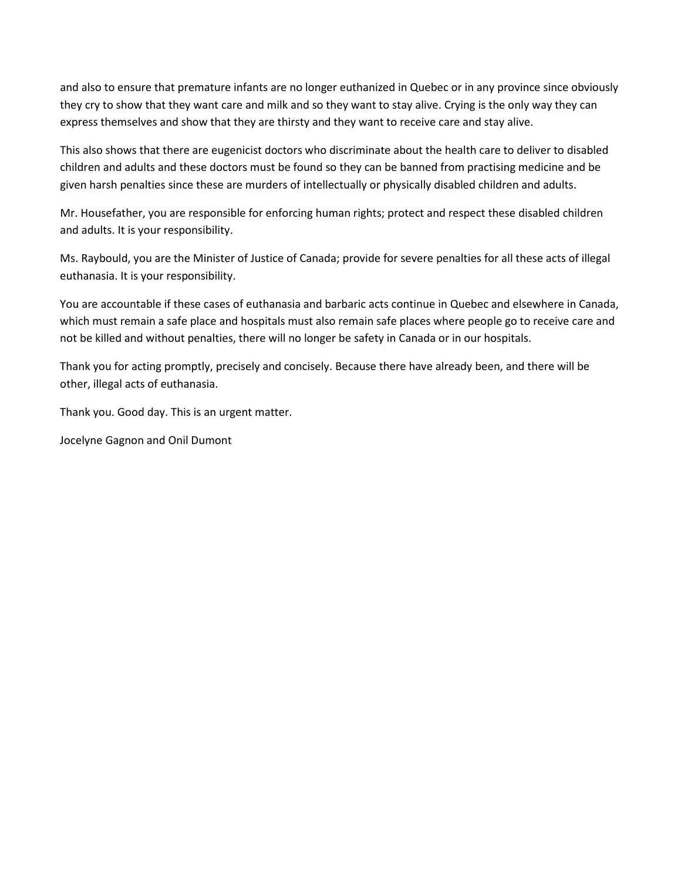and also to ensure that premature infants are no longer euthanized in Quebec or in any province since obviously they cry to show that they want care and milk and so they want to stay alive. Crying is the only way they can express themselves and show that they are thirsty and they want to receive care and stay alive.

This also shows that there are eugenicist doctors who discriminate about the health care to deliver to disabled children and adults and these doctors must be found so they can be banned from practising medicine and be given harsh penalties since these are murders of intellectually or physically disabled children and adults.

Mr. Housefather, you are responsible for enforcing human rights; protect and respect these disabled children and adults. It is your responsibility.

Ms. Raybould, you are the Minister of Justice of Canada; provide for severe penalties for all these acts of illegal euthanasia. It is your responsibility.

You are accountable if these cases of euthanasia and barbaric acts continue in Quebec and elsewhere in Canada, which must remain a safe place and hospitals must also remain safe places where people go to receive care and not be killed and without penalties, there will no longer be safety in Canada or in our hospitals.

Thank you for acting promptly, precisely and concisely. Because there have already been, and there will be other, illegal acts of euthanasia.

Thank you. Good day. This is an urgent matter.

Jocelyne Gagnon and Onil Dumont